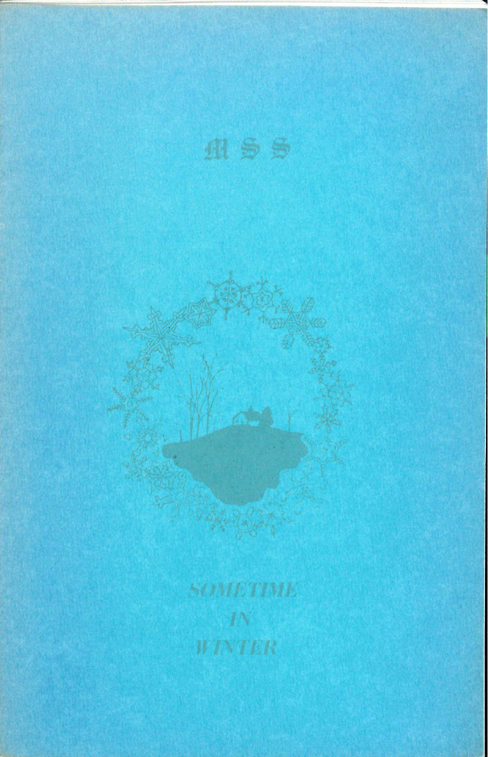# MSS

## SOMETIME
## IN
## WINTER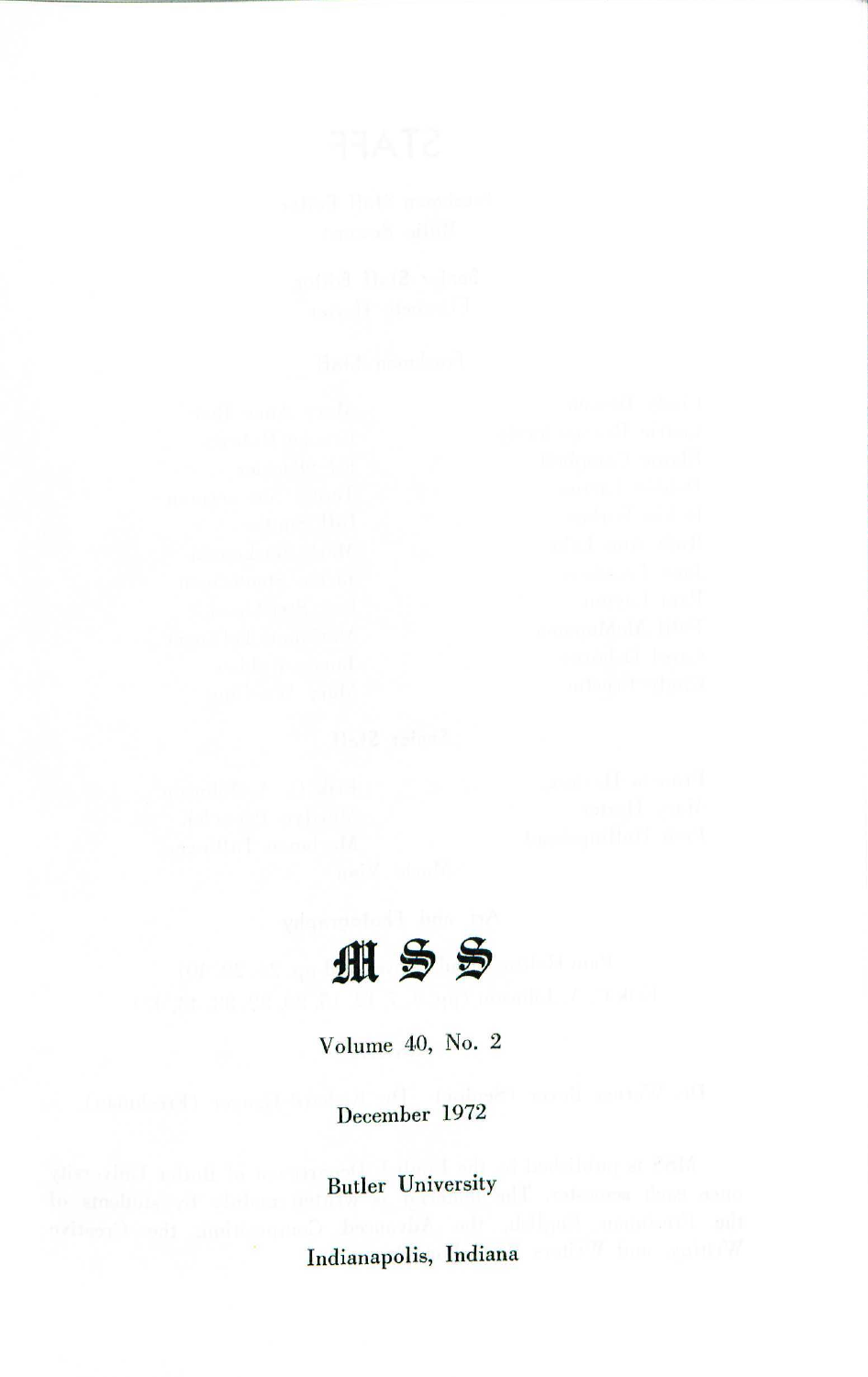# MSS

Volume 40, No. 2

December 1972

Butler University

Indianapolis, Indiana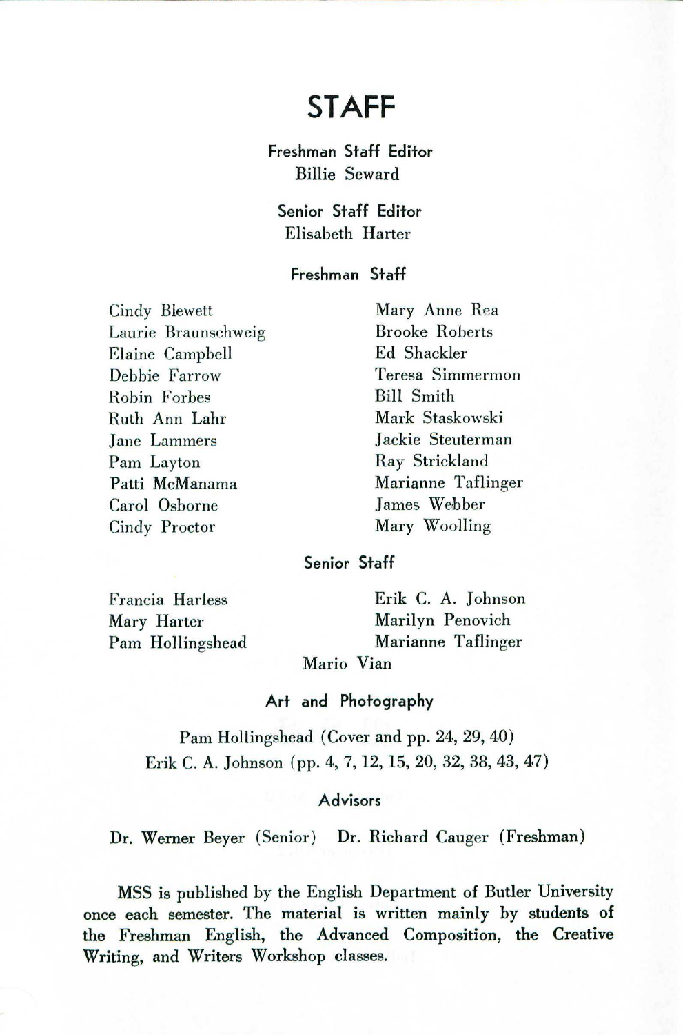# STAFF

**Freshman Staff Editor**
Billie Seward

**Senior Staff Editor**
Elisabeth Harter

**Freshman Staff**

Cindy Blewett
Laurie Braunschweig
Elaine Campbell
Debbie Farrow
Robin Forbes
Ruth Ann Lahr
Jane Lammers
Pam Layton
Patti McManama
Carol Osborne
Cindy Proctor
Mary Anne Rea
Brooke Roberts
Ed Shackler
Teresa Simmermon
Bill Smith
Mark Staskowski
Jackie Steuterman
Ray Strickland
Marianne Taflinger
James Webber
Mary Woolling

**Senior Staff**

Francia Harless
Mary Harter
Pam Hollingshead
Erik C. A. Johnson
Marilyn Penovich
Marianne Taflinger
Mario Vian

**Art and Photography**

Pam Hollingshead (Cover and pp. 24, 29, 40)
Erik C. A. Johnson (pp. 4, 7, 12, 15, 20, 32, 38, 43, 47)

**Advisors**

Dr. Werner Beyer (Senior) Dr. Richard Cauger (Freshman)

MSS is published by the English Department of Butler University once each semester. The material is written mainly by students of the Freshman English, the Advanced Composition, the Creative Writing, and Writers Workshop classes.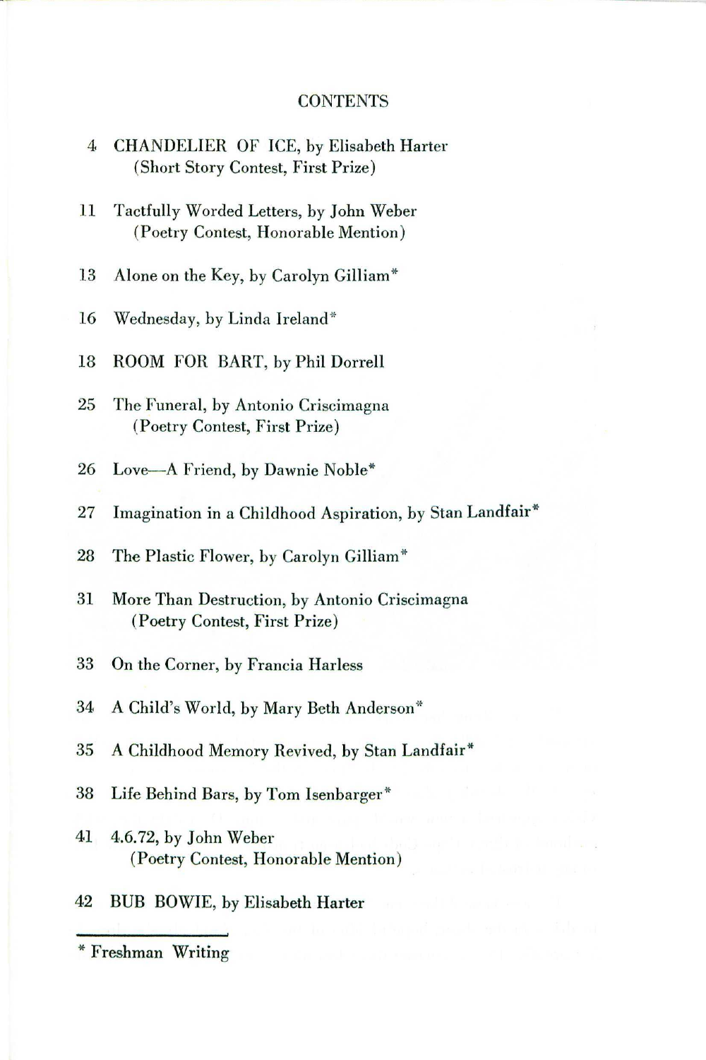# CONTENTS

4 CHANDELIER OF ICE, by Elisabeth Harter
(Short Story Contest, First Prize)

11 Tactfully Worded Letters, by John Weber
(Poetry Contest, Honorable Mention)

13 Alone on the Key, by Carolyn Gilliam*

16 Wednesday, by Linda Ireland*

18 ROOM FOR BART, by Phil Dorrell

25 The Funeral, by Antonio Criscimagna
(Poetry Contest, First Prize)

26 Love—A Friend, by Dawnie Noble*

27 Imagination in a Childhood Aspiration, by Stan Landfair*

28 The Plastic Flower, by Carolyn Gilliam*

31 More Than Destruction, by Antonio Criscimagna
(Poetry Contest, First Prize)

33 On the Corner, by Francia Harless

34 A Child's World, by Mary Beth Anderson*

35 A Childhood Memory Revived, by Stan Landfair*

38 Life Behind Bars, by Tom Isenbarger*

41 4.6.72, by John Weber
(Poetry Contest, Honorable Mention)

42 BUB BOWIE, by Elisabeth Harter

---

* Freshman Writing